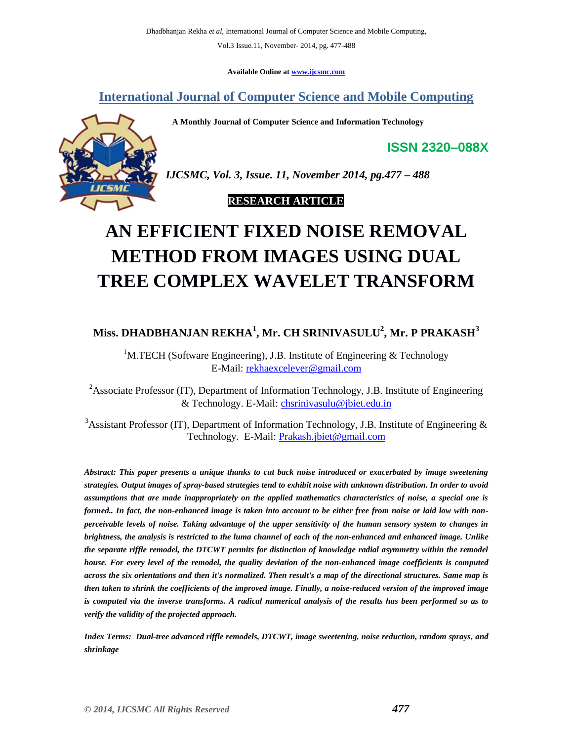Available Online at www.ijcsmc.com

# International Journal of Computer Science and Mobile Computing

**A Monthly Journal of Computer Science and Information Technology**

**ISSN 2320–088X**

*IJCSMC, Vol. 3, Issue. 11, November 2014, pg.477 – 488*

**RESEARCH ARTICLE**

# AN EFFICIENT FIXED NOISE REMOVAL METHOD FROM IMAGES USING DUAL TREE COMPLEX WAVELET TRANSFORM

**Miss. DHADBHANJAN REKHA[1], Mr. CH SRINIVASULU[2], Mr. P PRAKASH[3]**

[1]M.TECH (Software Engineering), J.B. Institute of Engineering & Technology E-Mail: rekhaexcelever@gmail.com

[2]Associate Professor (IT), Department of Information Technology, J.B. Institute of Engineering & Technology. E-Mail: chsrinivasulu@jbiet.edu.in

[3]Assistant Professor (IT), Department of Information Technology, J.B. Institute of Engineering & Technology. E-Mail: Prakash.jbiet@gmail.com

***Abstract:** This paper presents a unique thanks to cut back noise introduced or exacerbated by image sweetening strategies. Output images of spray-based strategies tend to exhibit noise with unknown distribution. In order to avoid assumptions that are made inappropriately on the applied mathematics characteristics of noise, a special one is formed.. In fact, the non-enhanced image is taken into account to be either free from noise or laid low with non-perceivable levels of noise. Taking advantage of the upper sensitivity of the human sensory system to changes in brightness, the analysis is restricted to the luma channel of each of the non-enhanced and enhanced image. Unlike the separate riffle remodel, the DTCWT permits for distinction of knowledge radial asymmetry within the remodel house. For every level of the remodel, the quality deviation of the non-enhanced image coefficients is computed across the six orientations and then it's normalized. Then result's a map of the directional structures. Same map is then taken to shrink the coefficients of the improved image. Finally, a noise-reduced version of the improved image is computed via the inverse transforms. A radical numerical analysis of the results has been performed so as to verify the validity of the projected approach.*

***Index Terms:** Dual-tree advanced riffle remodels, DTCWT, image sweetening, noise reduction, random sprays, and shrinkage*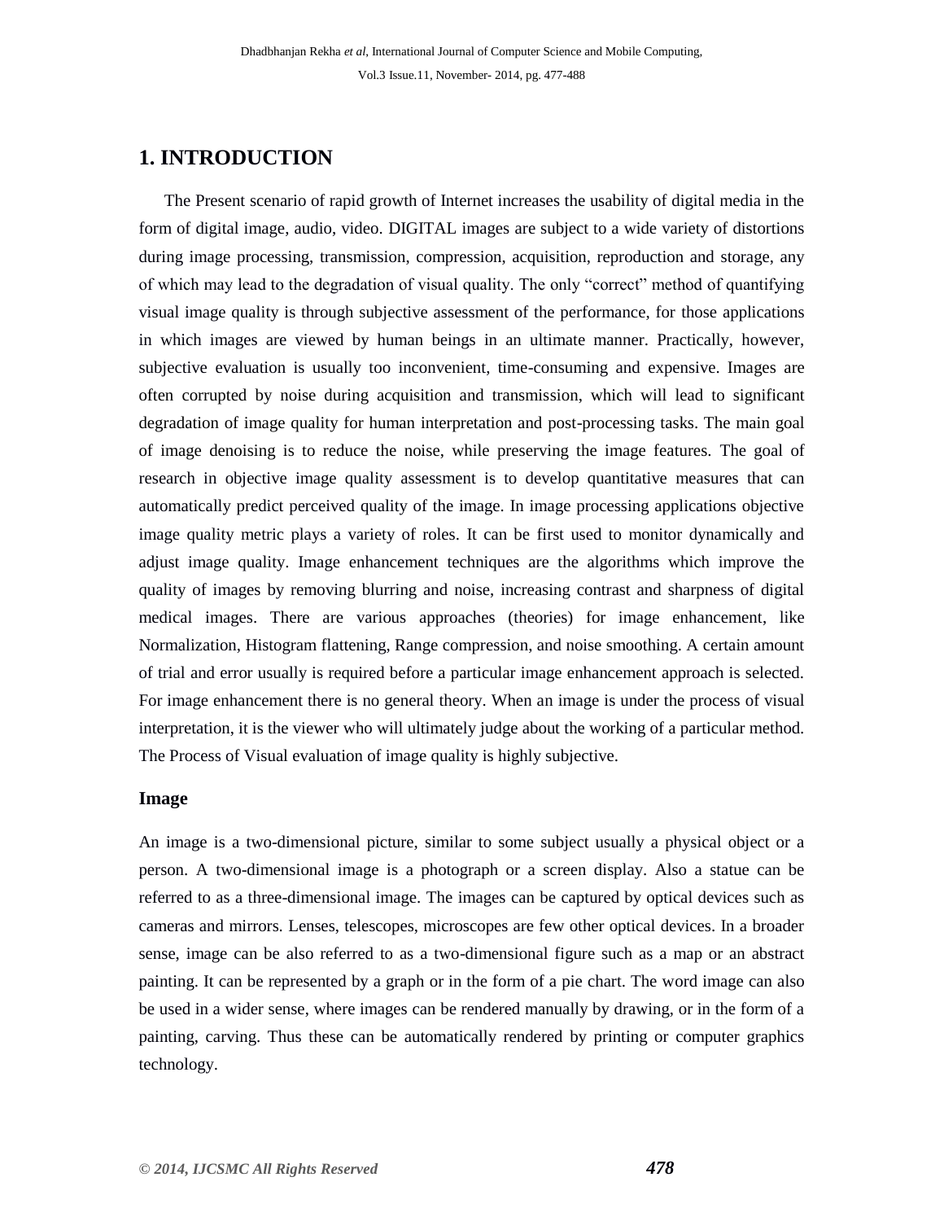## 1. INTRODUCTION

The Present scenario of rapid growth of Internet increases the usability of digital media in the form of digital image, audio, video. DIGITAL images are subject to a wide variety of distortions during image processing, transmission, compression, acquisition, reproduction and storage, any of which may lead to the degradation of visual quality. The only "correct" method of quantifying visual image quality is through subjective assessment of the performance, for those applications in which images are viewed by human beings in an ultimate manner. Practically, however, subjective evaluation is usually too inconvenient, time-consuming and expensive. Images are often corrupted by noise during acquisition and transmission, which will lead to significant degradation of image quality for human interpretation and post-processing tasks. The main goal of image denoising is to reduce the noise, while preserving the image features. The goal of research in objective image quality assessment is to develop quantitative measures that can automatically predict perceived quality of the image. In image processing applications objective image quality metric plays a variety of roles. It can be first used to monitor dynamically and adjust image quality. Image enhancement techniques are the algorithms which improve the quality of images by removing blurring and noise, increasing contrast and sharpness of digital medical images. There are various approaches (theories) for image enhancement, like Normalization, Histogram flattening, Range compression, and noise smoothing. A certain amount of trial and error usually is required before a particular image enhancement approach is selected. For image enhancement there is no general theory. When an image is under the process of visual interpretation, it is the viewer who will ultimately judge about the working of a particular method. The Process of Visual evaluation of image quality is highly subjective.

### Image

An image is a two-dimensional picture, similar to some subject usually a physical object or a person. A two-dimensional image is a photograph or a screen display. Also a statue can be referred to as a three-dimensional image. The images can be captured by optical devices such as cameras and mirrors. Lenses, telescopes, microscopes are few other optical devices. In a broader sense, image can be also referred to as a two-dimensional figure such as a map or an abstract painting. It can be represented by a graph or in the form of a pie chart. The word image can also be used in a wider sense, where images can be rendered manually by drawing, or in the form of a painting, carving. Thus these can be automatically rendered by printing or computer graphics technology.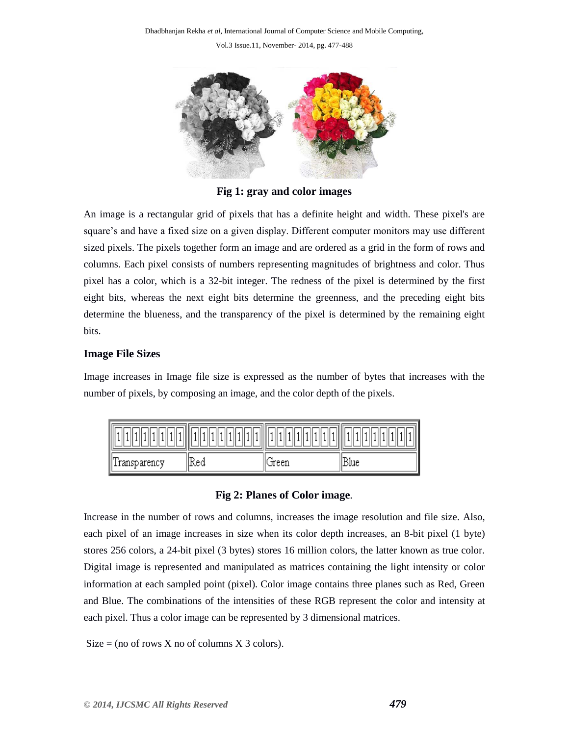**Fig 1: gray and color images**

An image is a rectangular grid of pixels that has a definite height and width. These pixel's are square's and have a fixed size on a given display. Different computer monitors may use different sized pixels. The pixels together form an image and are ordered as a grid in the form of rows and columns. Each pixel consists of numbers representing magnitudes of brightness and color. Thus pixel has a color, which is a 32-bit integer. The redness of the pixel is determined by the first eight bits, whereas the next eight bits determine the greenness, and the preceding eight bits determine the blueness, and the transparency of the pixel is determined by the remaining eight bits.

### Image File Sizes

Image increases in Image file size is expressed as the number of bytes that increases with the number of pixels, by composing an image, and the color depth of the pixels.

| 1 1 1 1 1 1 1 1 | 1 1 1 1 1 1 1 1 | 1 1 1 1 1 1 1 1 | 1 1 1 1 1 1 1 1 |
|---|---|---|---|
| Transparency | Red | Green | Blue |

**Fig 2: Planes of Color image**.

Increase in the number of rows and columns, increases the image resolution and file size. Also, each pixel of an image increases in size when its color depth increases, an 8-bit pixel (1 byte) stores 256 colors, a 24-bit pixel (3 bytes) stores 16 million colors, the latter known as true color. Digital image is represented and manipulated as matrices containing the light intensity or color information at each sampled point (pixel). Color image contains three planes such as Red, Green and Blue. The combinations of the intensities of these RGB represent the color and intensity at each pixel. Thus a color image can be represented by 3 dimensional matrices.

Size = (no of rows X no of columns X 3 colors).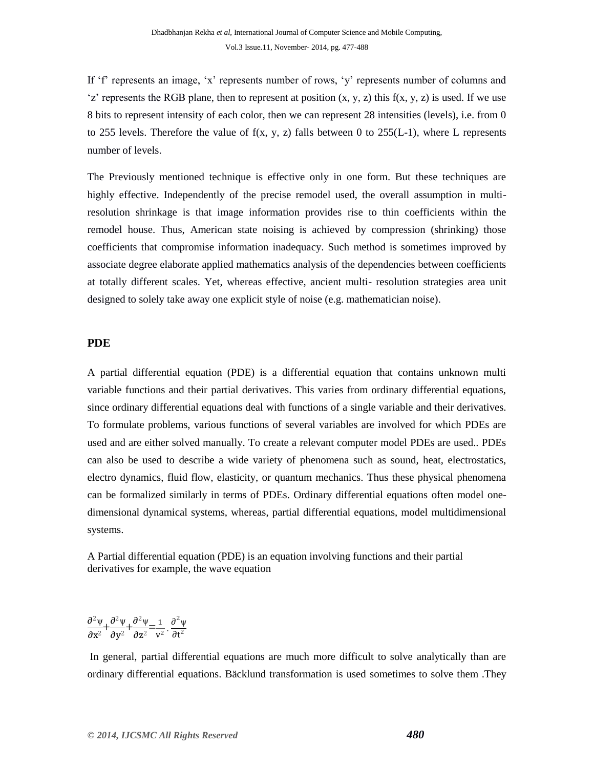If 'f' represents an image, 'x' represents number of rows, 'y' represents number of columns and 'z' represents the RGB plane, then to represent at position (x, y, z) this f(x, y, z) is used. If we use 8 bits to represent intensity of each color, then we can represent 28 intensities (levels), i.e. from 0 to 255 levels. Therefore the value of f(x, y, z) falls between 0 to 255(L-1), where L represents number of levels.

The Previously mentioned technique is effective only in one form. But these techniques are highly effective. Independently of the precise remodel used, the overall assumption in multi-resolution shrinkage is that image information provides rise to thin coefficients within the remodel house. Thus, American state noising is achieved by compression (shrinking) those coefficients that compromise information inadequacy. Such method is sometimes improved by associate degree elaborate applied mathematics analysis of the dependencies between coefficients at totally different scales. Yet, whereas effective, ancient multi- resolution strategies area unit designed to solely take away one explicit style of noise (e.g. mathematician noise).

## PDE

A partial differential equation (PDE) is a differential equation that contains unknown multi variable functions and their partial derivatives. This varies from ordinary differential equations, since ordinary differential equations deal with functions of a single variable and their derivatives. To formulate problems, various functions of several variables are involved for which PDEs are used and are either solved manually. To create a relevant computer model PDEs are used.. PDEs can also be used to describe a wide variety of phenomena such as sound, heat, electrostatics, electro dynamics, fluid flow, elasticity, or quantum mechanics. Thus these physical phenomena can be formalized similarly in terms of PDEs. Ordinary differential equations often model one-dimensional dynamical systems, whereas, partial differential equations, model multidimensional systems.

A Partial differential equation (PDE) is an equation involving functions and their partial derivatives for example, the wave equation

$$\frac{\partial^2 \psi}{\partial x^2}+\frac{\partial^2 \psi}{\partial y^2}+\frac{\partial^2 \psi}{\partial z^2}=\frac{1}{v^2}\cdot\frac{\partial^2 \psi}{\partial t^2}$$

In general, partial differential equations are much more difficult to solve analytically than are ordinary differential equations. Bäcklund transformation is used sometimes to solve them .They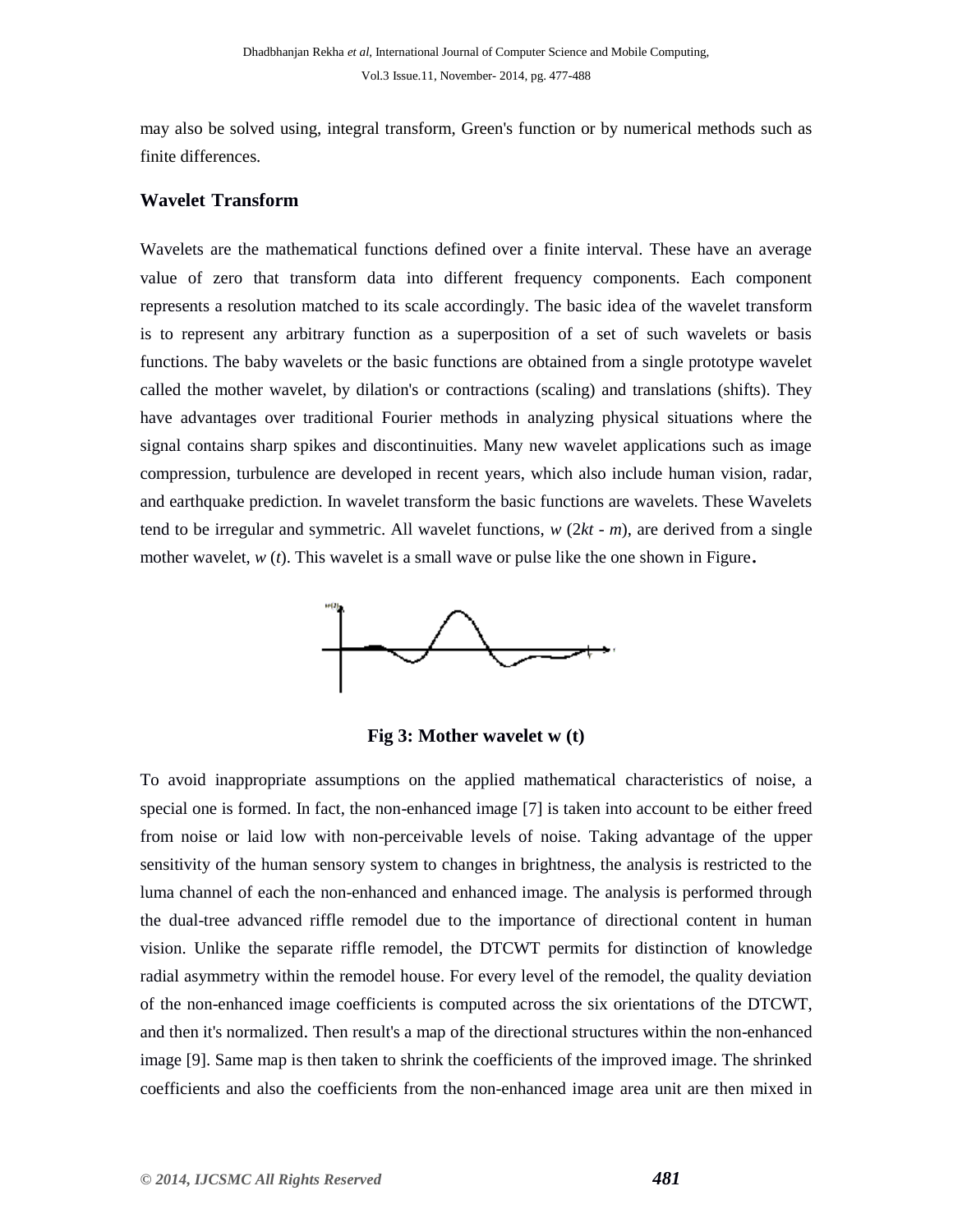may also be solved using, integral transform, Green's function or by numerical methods such as finite differences.

### Wavelet Transform

Wavelets are the mathematical functions defined over a finite interval. These have an average value of zero that transform data into different frequency components. Each component represents a resolution matched to its scale accordingly. The basic idea of the wavelet transform is to represent any arbitrary function as a superposition of a set of such wavelets or basis functions. The baby wavelets or the basic functions are obtained from a single prototype wavelet called the mother wavelet, by dilation's or contractions (scaling) and translations (shifts). They have advantages over traditional Fourier methods in analyzing physical situations where the signal contains sharp spikes and discontinuities. Many new wavelet applications such as image compression, turbulence are developed in recent years, which also include human vision, radar, and earthquake prediction. In wavelet transform the basic functions are wavelets. These Wavelets tend to be irregular and symmetric. All wavelet functions, $w(2kt - m)$, are derived from a single mother wavelet, $w(t)$. This wavelet is a small wave or pulse like the one shown in Figure.

**Fig 3: Mother wavelet w (t)**

To avoid inappropriate assumptions on the applied mathematical characteristics of noise, a special one is formed. In fact, the non-enhanced image [7] is taken into account to be either freed from noise or laid low with non-perceivable levels of noise. Taking advantage of the upper sensitivity of the human sensory system to changes in brightness, the analysis is restricted to the luma channel of each the non-enhanced and enhanced image. The analysis is performed through the dual-tree advanced riffle remodel due to the importance of directional content in human vision. Unlike the separate riffle remodel, the DTCWT permits for distinction of knowledge radial asymmetry within the remodel house. For every level of the remodel, the quality deviation of the non-enhanced image coefficients is computed across the six orientations of the DTCWT, and then it's normalized. Then result's a map of the directional structures within the non-enhanced image [9]. Same map is then taken to shrink the coefficients of the improved image. The shrinked coefficients and also the coefficients from the non-enhanced image area unit are then mixed in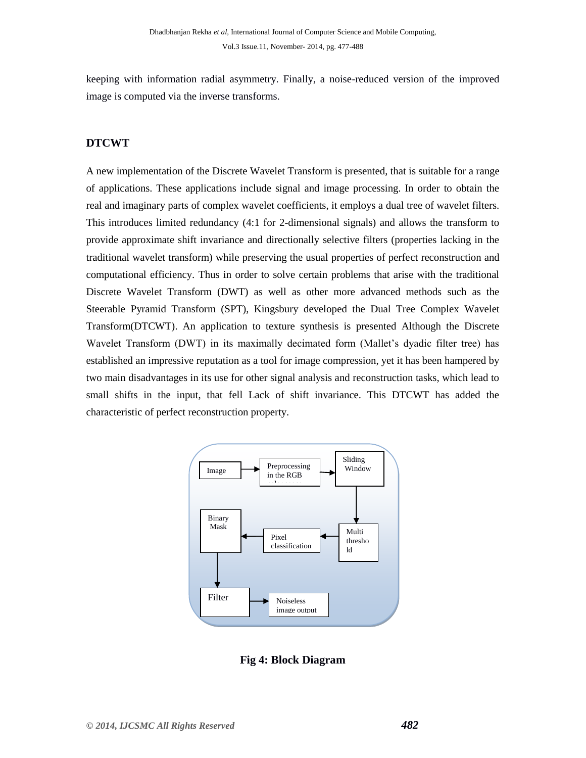keeping with information radial asymmetry. Finally, a noise-reduced version of the improved image is computed via the inverse transforms.

## DTCWT

A new implementation of the Discrete Wavelet Transform is presented, that is suitable for a range of applications. These applications include signal and image processing. In order to obtain the real and imaginary parts of complex wavelet coefficients, it employs a dual tree of wavelet filters. This introduces limited redundancy (4:1 for 2-dimensional signals) and allows the transform to provide approximate shift invariance and directionally selective filters (properties lacking in the traditional wavelet transform) while preserving the usual properties of perfect reconstruction and computational efficiency. Thus in order to solve certain problems that arise with the traditional Discrete Wavelet Transform (DWT) as well as other more advanced methods such as the Steerable Pyramid Transform (SPT), Kingsbury developed the Dual Tree Complex Wavelet Transform(DTCWT). An application to texture synthesis is presented Although the Discrete Wavelet Transform (DWT) in its maximally decimated form (Mallet's dyadic filter tree) has established an impressive reputation as a tool for image compression, yet it has been hampered by two main disadvantages in its use for other signal analysis and reconstruction tasks, which lead to small shifts in the input, that fell Lack of shift invariance. This DTCWT has added the characteristic of perfect reconstruction property.

Image → Preprocessing in the RGB → Sliding Window → Multi threshold → Pixel classification → Binary Mask → Filter → Noiseless image output

**Fig 4: Block Diagram**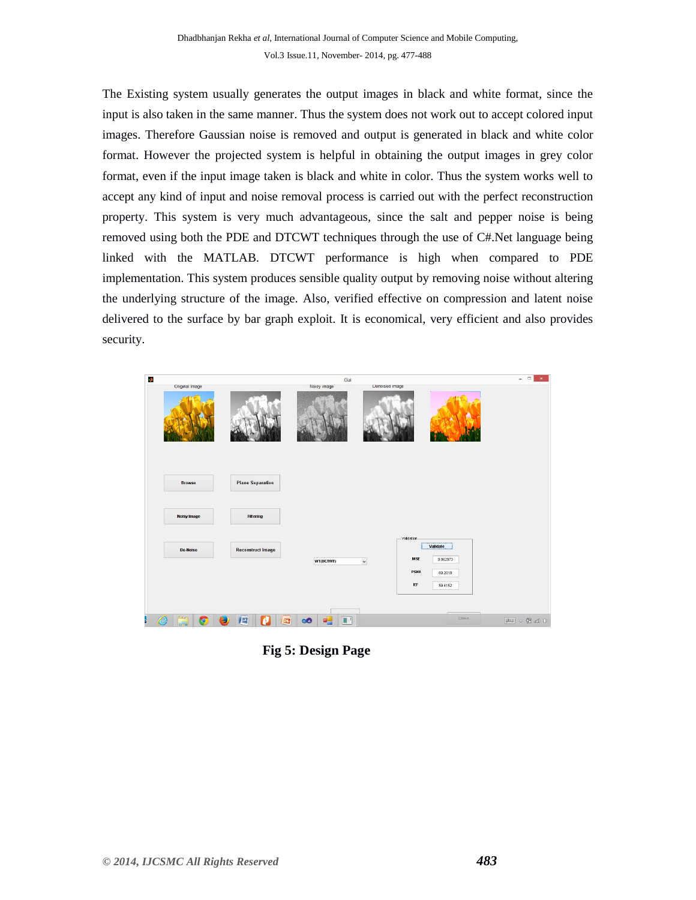The Existing system usually generates the output images in black and white format, since the input is also taken in the same manner. Thus the system does not work out to accept colored input images. Therefore Gaussian noise is removed and output is generated in black and white color format. However the projected system is helpful in obtaining the output images in grey color format, even if the input image taken is black and white in color. Thus the system works well to accept any kind of input and noise removal process is carried out with the perfect reconstruction property. This system is very much advantageous, since the salt and pepper noise is being removed using both the PDE and DTCWT techniques through the use of C#.Net language being linked with the MATLAB. DTCWT performance is high when compared to PDE implementation. This system produces sensible quality output by removing noise without altering the underlying structure of the image. Also, verified effective on compression and latent noise delivered to the surface by bar graph exploit. It is economical, very efficient and also provides security.

**Fig 5: Design Page**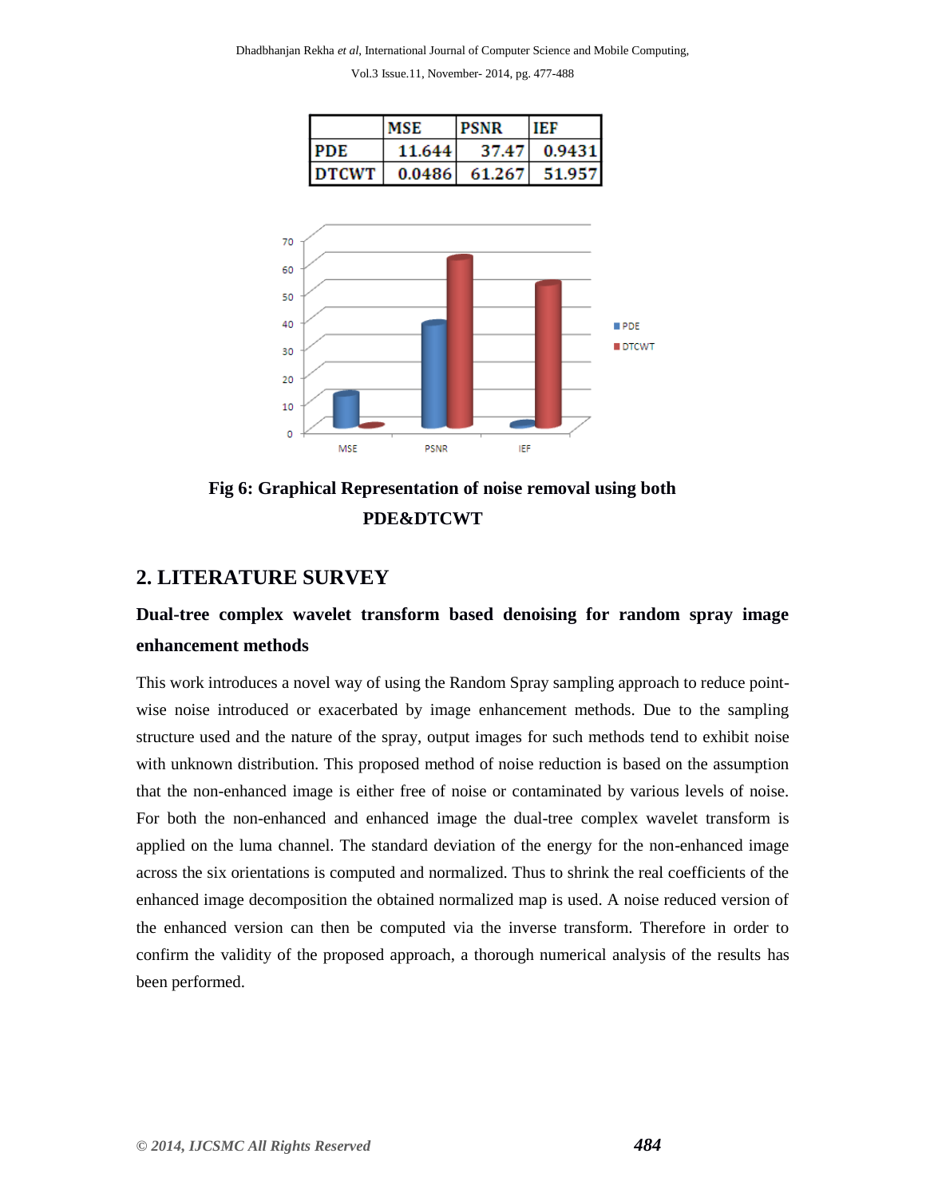|  | MSE | PSNR | IEF |
|---|---|---|---|
| PDE | 11.644 | 37.47 | 0.9431 |
| DTCWT | 0.0486 | 61.267 | 51.957 |

**Fig 6: Graphical Representation of noise removal using both PDE&DTCWT**

## 2. LITERATURE SURVEY

### Dual-tree complex wavelet transform based denoising for random spray image enhancement methods

This work introduces a novel way of using the Random Spray sampling approach to reduce point-wise noise introduced or exacerbated by image enhancement methods. Due to the sampling structure used and the nature of the spray, output images for such methods tend to exhibit noise with unknown distribution. This proposed method of noise reduction is based on the assumption that the non-enhanced image is either free of noise or contaminated by various levels of noise. For both the non-enhanced and enhanced image the dual-tree complex wavelet transform is applied on the luma channel. The standard deviation of the energy for the non-enhanced image across the six orientations is computed and normalized. Thus to shrink the real coefficients of the enhanced image decomposition the obtained normalized map is used. A noise reduced version of the enhanced version can then be computed via the inverse transform. Therefore in order to confirm the validity of the proposed approach, a thorough numerical analysis of the results has been performed.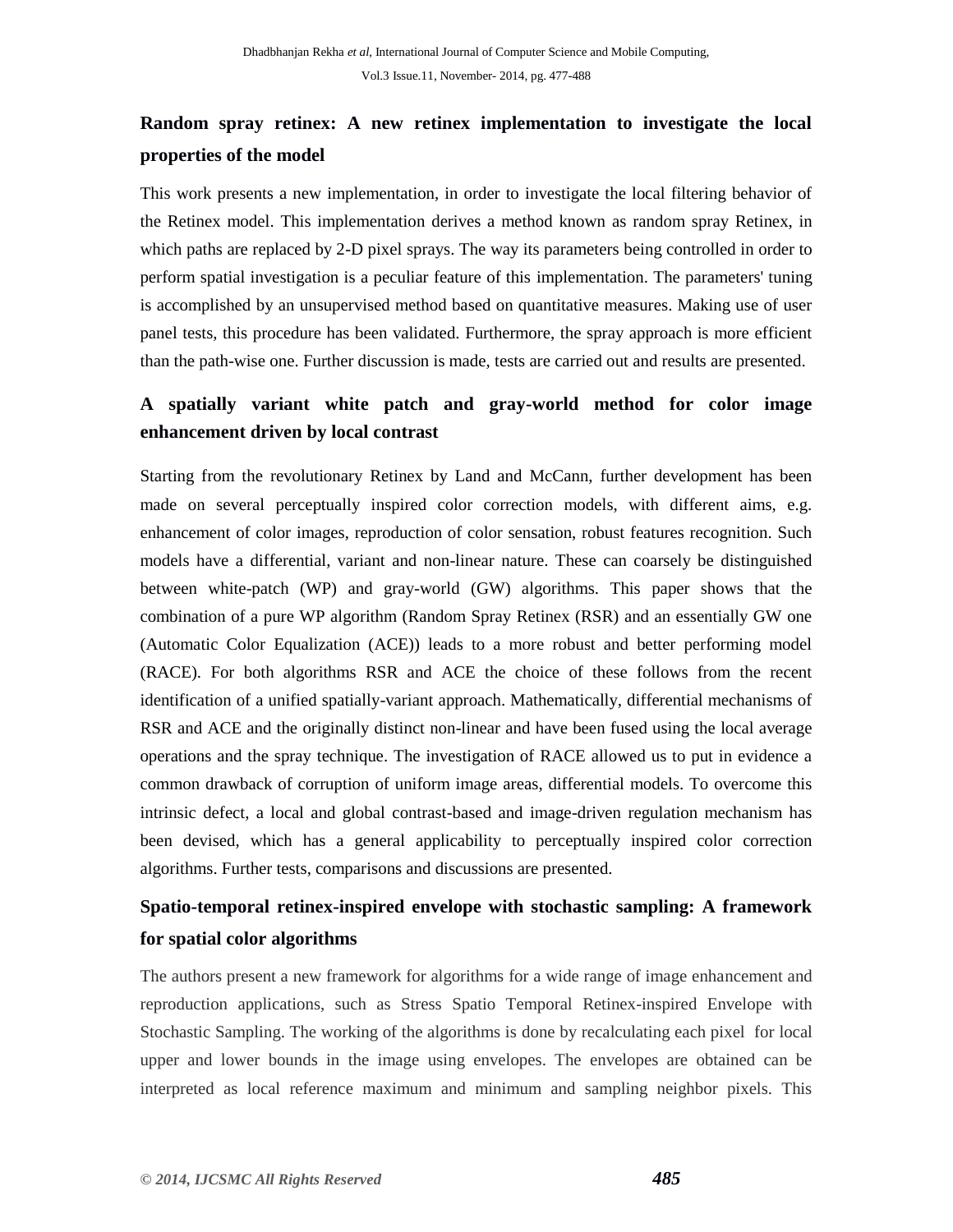### Random spray retinex: A new retinex implementation to investigate the local properties of the model

This work presents a new implementation, in order to investigate the local filtering behavior of the Retinex model. This implementation derives a method known as random spray Retinex, in which paths are replaced by 2-D pixel sprays. The way its parameters being controlled in order to perform spatial investigation is a peculiar feature of this implementation. The parameters' tuning is accomplished by an unsupervised method based on quantitative measures. Making use of user panel tests, this procedure has been validated. Furthermore, the spray approach is more efficient than the path-wise one. Further discussion is made, tests are carried out and results are presented.

### A spatially variant white patch and gray-world method for color image enhancement driven by local contrast

Starting from the revolutionary Retinex by Land and McCann, further development has been made on several perceptually inspired color correction models, with different aims, e.g. enhancement of color images, reproduction of color sensation, robust features recognition. Such models have a differential, variant and non-linear nature. These can coarsely be distinguished between white-patch (WP) and gray-world (GW) algorithms. This paper shows that the combination of a pure WP algorithm (Random Spray Retinex (RSR) and an essentially GW one (Automatic Color Equalization (ACE)) leads to a more robust and better performing model (RACE). For both algorithms RSR and ACE the choice of these follows from the recent identification of a unified spatially-variant approach. Mathematically, differential mechanisms of RSR and ACE and the originally distinct non-linear and have been fused using the local average operations and the spray technique. The investigation of RACE allowed us to put in evidence a common drawback of corruption of uniform image areas, differential models. To overcome this intrinsic defect, a local and global contrast-based and image-driven regulation mechanism has been devised, which has a general applicability to perceptually inspired color correction algorithms. Further tests, comparisons and discussions are presented.

### Spatio-temporal retinex-inspired envelope with stochastic sampling: A framework for spatial color algorithms

The authors present a new framework for algorithms for a wide range of image enhancement and reproduction applications, such as Stress Spatio Temporal Retinex-inspired Envelope with Stochastic Sampling. The working of the algorithms is done by recalculating each pixel for local upper and lower bounds in the image using envelopes. The envelopes are obtained can be interpreted as local reference maximum and minimum and sampling neighbor pixels. This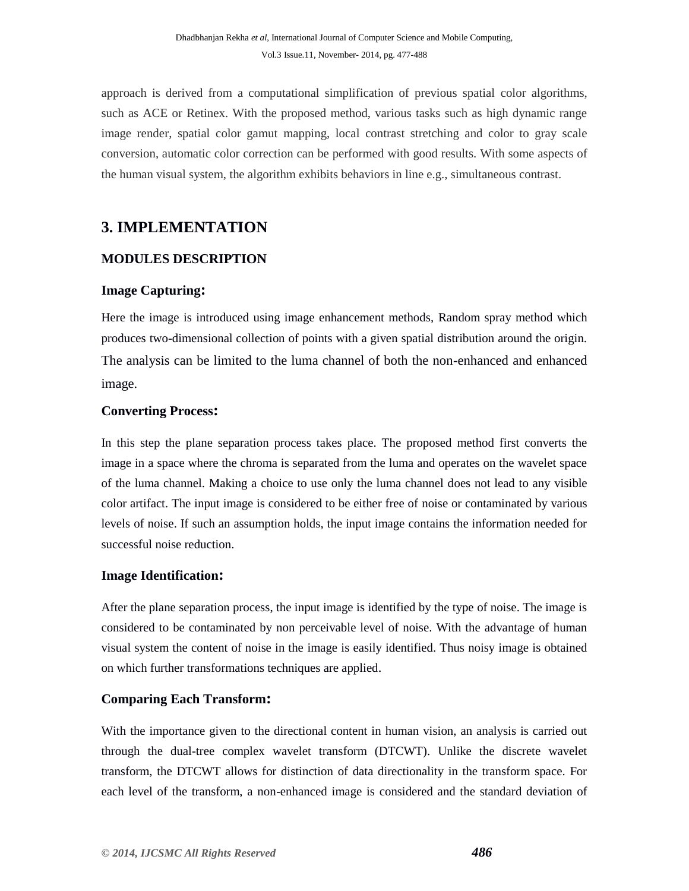approach is derived from a computational simplification of previous spatial color algorithms, such as ACE or Retinex. With the proposed method, various tasks such as high dynamic range image render, spatial color gamut mapping, local contrast stretching and color to gray scale conversion, automatic color correction can be performed with good results. With some aspects of the human visual system, the algorithm exhibits behaviors in line e.g., simultaneous contrast.

## 3. IMPLEMENTATION

### MODULES DESCRIPTION

### Image Capturing:

Here the image is introduced using image enhancement methods, Random spray method which produces two-dimensional collection of points with a given spatial distribution around the origin. The analysis can be limited to the luma channel of both the non-enhanced and enhanced image.

### Converting Process:

In this step the plane separation process takes place. The proposed method first converts the image in a space where the chroma is separated from the luma and operates on the wavelet space of the luma channel. Making a choice to use only the luma channel does not lead to any visible color artifact. The input image is considered to be either free of noise or contaminated by various levels of noise. If such an assumption holds, the input image contains the information needed for successful noise reduction.

### Image Identification:

After the plane separation process, the input image is identified by the type of noise. The image is considered to be contaminated by non perceivable level of noise. With the advantage of human visual system the content of noise in the image is easily identified. Thus noisy image is obtained on which further transformations techniques are applied.

### Comparing Each Transform:

With the importance given to the directional content in human vision, an analysis is carried out through the dual-tree complex wavelet transform (DTCWT). Unlike the discrete wavelet transform, the DTCWT allows for distinction of data directionality in the transform space. For each level of the transform, a non-enhanced image is considered and the standard deviation of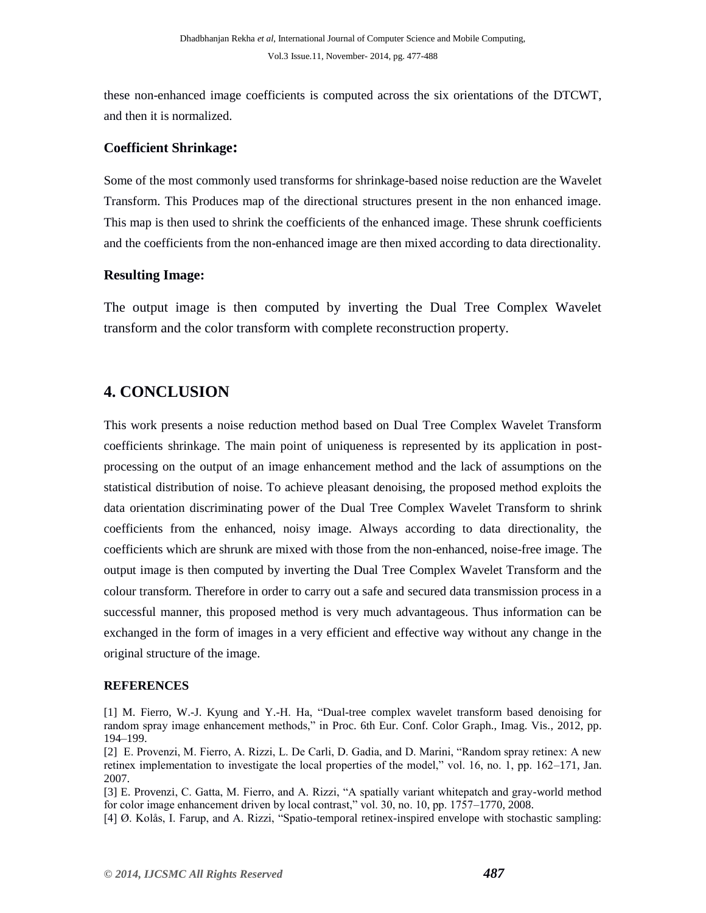these non-enhanced image coefficients is computed across the six orientations of the DTCWT, and then it is normalized.

### Coefficient Shrinkage:

Some of the most commonly used transforms for shrinkage-based noise reduction are the Wavelet Transform. This Produces map of the directional structures present in the non enhanced image. This map is then used to shrink the coefficients of the enhanced image. These shrunk coefficients and the coefficients from the non-enhanced image are then mixed according to data directionality.

### Resulting Image:

The output image is then computed by inverting the Dual Tree Complex Wavelet transform and the color transform with complete reconstruction property.

## 4. CONCLUSION

This work presents a noise reduction method based on Dual Tree Complex Wavelet Transform coefficients shrinkage. The main point of uniqueness is represented by its application in post-processing on the output of an image enhancement method and the lack of assumptions on the statistical distribution of noise. To achieve pleasant denoising, the proposed method exploits the data orientation discriminating power of the Dual Tree Complex Wavelet Transform to shrink coefficients from the enhanced, noisy image. Always according to data directionality, the coefficients which are shrunk are mixed with those from the non-enhanced, noise-free image. The output image is then computed by inverting the Dual Tree Complex Wavelet Transform and the colour transform. Therefore in order to carry out a safe and secured data transmission process in a successful manner, this proposed method is very much advantageous. Thus information can be exchanged in the form of images in a very efficient and effective way without any change in the original structure of the image.

### REFERENCES

[1] M. Fierro, W.-J. Kyung and Y.-H. Ha, "Dual-tree complex wavelet transform based denoising for random spray image enhancement methods," in Proc. 6th Eur. Conf. Color Graph., Imag. Vis., 2012, pp. 194–199.

[2] E. Provenzi, M. Fierro, A. Rizzi, L. De Carli, D. Gadia, and D. Marini, "Random spray retinex: A new retinex implementation to investigate the local properties of the model," vol. 16, no. 1, pp. 162–171, Jan. 2007.

[3] E. Provenzi, C. Gatta, M. Fierro, and A. Rizzi, "A spatially variant whitepatch and gray-world method for color image enhancement driven by local contrast," vol. 30, no. 10, pp. 1757–1770, 2008.

[4] Ø. Kolås, I. Farup, and A. Rizzi, "Spatio-temporal retinex-inspired envelope with stochastic sampling: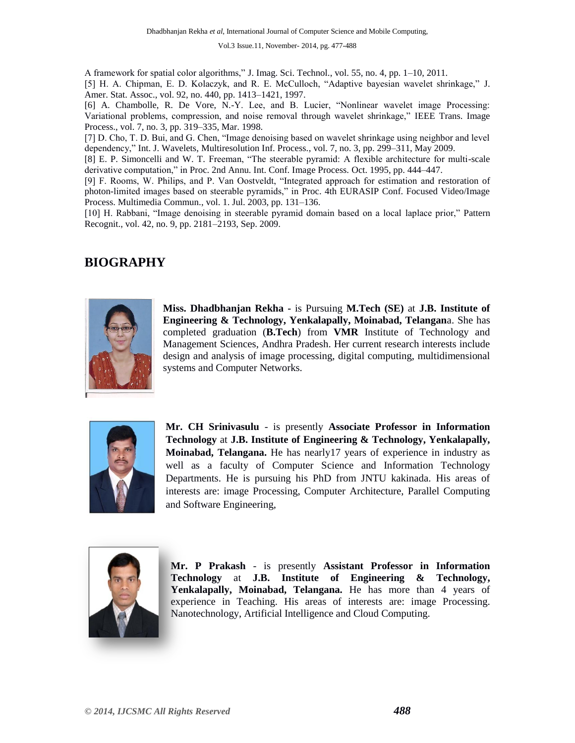A framework for spatial color algorithms," J. Imag. Sci. Technol., vol. 55, no. 4, pp. 1–10, 2011.

[5] H. A. Chipman, E. D. Kolaczyk, and R. E. McCulloch, "Adaptive bayesian wavelet shrinkage," J. Amer. Stat. Assoc., vol. 92, no. 440, pp. 1413–1421, 1997.

[6] A. Chambolle, R. De Vore, N.-Y. Lee, and B. Lucier, "Nonlinear wavelet image Processing: Variational problems, compression, and noise removal through wavelet shrinkage," IEEE Trans. Image Process., vol. 7, no. 3, pp. 319–335, Mar. 1998.

[7] D. Cho, T. D. Bui, and G. Chen, "Image denoising based on wavelet shrinkage using neighbor and level dependency," Int. J. Wavelets, Multiresolution Inf. Process., vol. 7, no. 3, pp. 299–311, May 2009.

[8] E. P. Simoncelli and W. T. Freeman, "The steerable pyramid: A flexible architecture for multi-scale derivative computation," in Proc. 2nd Annu. Int. Conf. Image Process. Oct. 1995, pp. 444–447.

[9] F. Rooms, W. Philips, and P. Van Oostveldt, "Integrated approach for estimation and restoration of photon-limited images based on steerable pyramids," in Proc. 4th EURASIP Conf. Focused Video/Image Process. Multimedia Commun., vol. 1. Jul. 2003, pp. 131–136.

[10] H. Rabbani, "Image denoising in steerable pyramid domain based on a local laplace prior," Pattern Recognit., vol. 42, no. 9, pp. 2181–2193, Sep. 2009.

## BIOGRAPHY

**Miss. Dhadbhanjan Rekha -** is Pursuing **M.Tech (SE)** at **J.B. Institute of Engineering & Technology, Yenkalapally, Moinabad, Telangan**a. She has completed graduation (**B.Tech**) from **VMR** Institute of Technology and Management Sciences, Andhra Pradesh. Her current research interests include design and analysis of image processing, digital computing, multidimensional systems and Computer Networks.

**Mr. CH Srinivasulu** - is presently **Associate Professor in Information Technology** at **J.B. Institute of Engineering & Technology, Yenkalapally, Moinabad, Telangana.** He has nearly17 years of experience in industry as well as a faculty of Computer Science and Information Technology Departments. He is pursuing his PhD from JNTU kakinada. His areas of interests are: image Processing, Computer Architecture, Parallel Computing and Software Engineering,

**Mr. P Prakash** - is presently **Assistant Professor in Information Technology** at **J.B. Institute of Engineering & Technology, Yenkalapally, Moinabad, Telangana.** He has more than 4 years of experience in Teaching. His areas of interests are: image Processing. Nanotechnology, Artificial Intelligence and Cloud Computing.